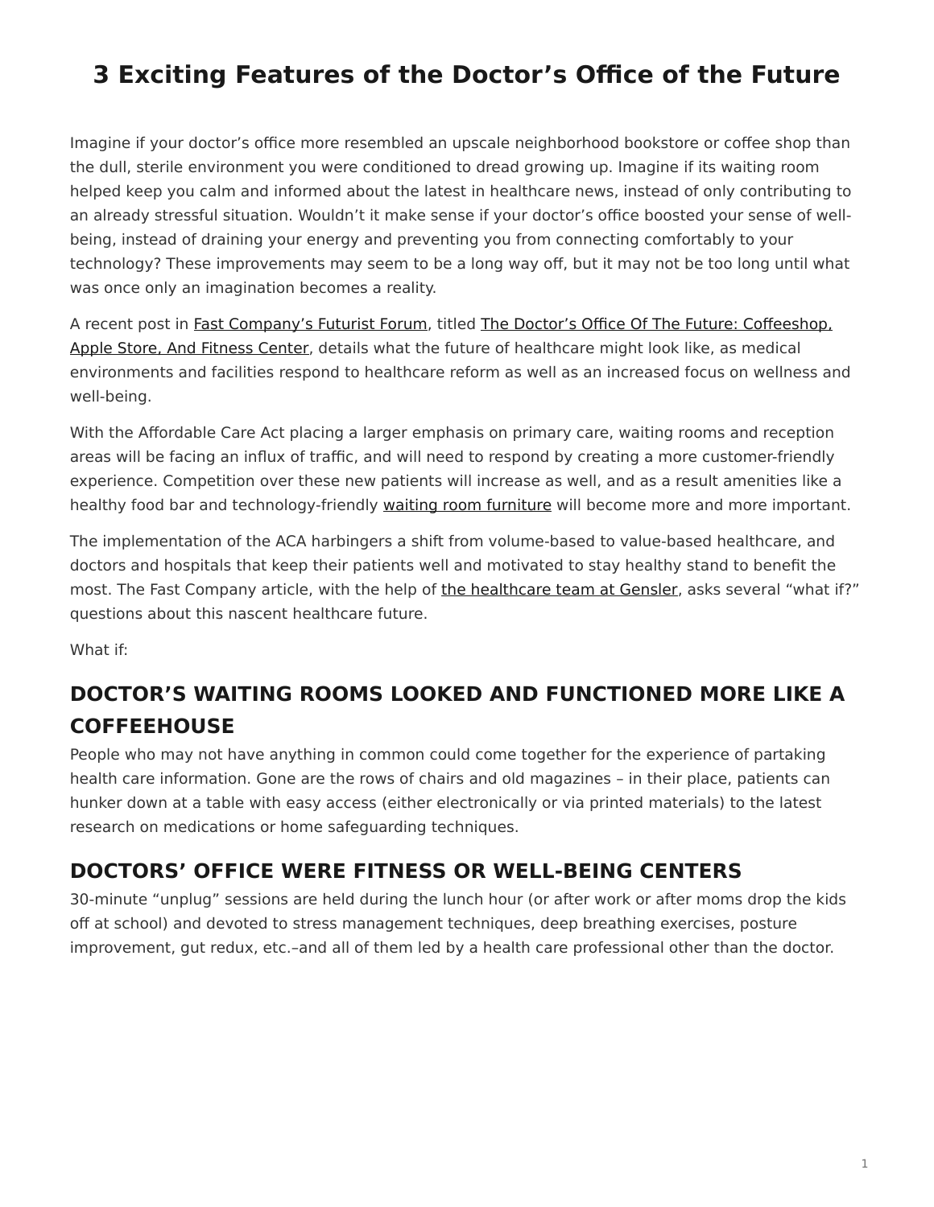# 3 Exciting Features of the Doctor's Office of the Future

Imagine if your doctor's office more resembled an upscale neighborhood bookstore or coffee shop than the dull, sterile environment you were conditioned to dread growing up. Imagine if its waiting room helped keep you calm and informed about the latest in healthcare news, instead of only contributing to an already stressful situation. Wouldn't it make sense if your doctor's office boosted your sense of well-being, instead of draining your energy and preventing you from connecting comfortably to your technology? These improvements may seem to be a long way off, but it may not be too long until what was once only an imagination becomes a reality.

A recent post in Fast Company's Futurist Forum, titled The Doctor's Office Of The Future: Coffeeshop, Apple Store, And Fitness Center, details what the future of healthcare might look like, as medical environments and facilities respond to healthcare reform as well as an increased focus on wellness and well-being.

With the Affordable Care Act placing a larger emphasis on primary care, waiting rooms and reception areas will be facing an influx of traffic, and will need to respond by creating a more customer-friendly experience. Competition over these new patients will increase as well, and as a result amenities like a healthy food bar and technology-friendly waiting room furniture will become more and more important.

The implementation of the ACA harbingers a shift from volume-based to value-based healthcare, and doctors and hospitals that keep their patients well and motivated to stay healthy stand to benefit the most. The Fast Company article, with the help of the healthcare team at Gensler, asks several "what if?" questions about this nascent healthcare future.

What if:

## DOCTOR'S WAITING ROOMS LOOKED AND FUNCTIONED MORE LIKE A COFFEEHOUSE

People who may not have anything in common could come together for the experience of partaking health care information. Gone are the rows of chairs and old magazines – in their place, patients can hunker down at a table with easy access (either electronically or via printed materials) to the latest research on medications or home safeguarding techniques.

## DOCTORS' OFFICE WERE FITNESS OR WELL-BEING CENTERS

30-minute "unplug" sessions are held during the lunch hour (or after work or after moms drop the kids off at school) and devoted to stress management techniques, deep breathing exercises, posture improvement, gut redux, etc.–and all of them led by a health care professional other than the doctor.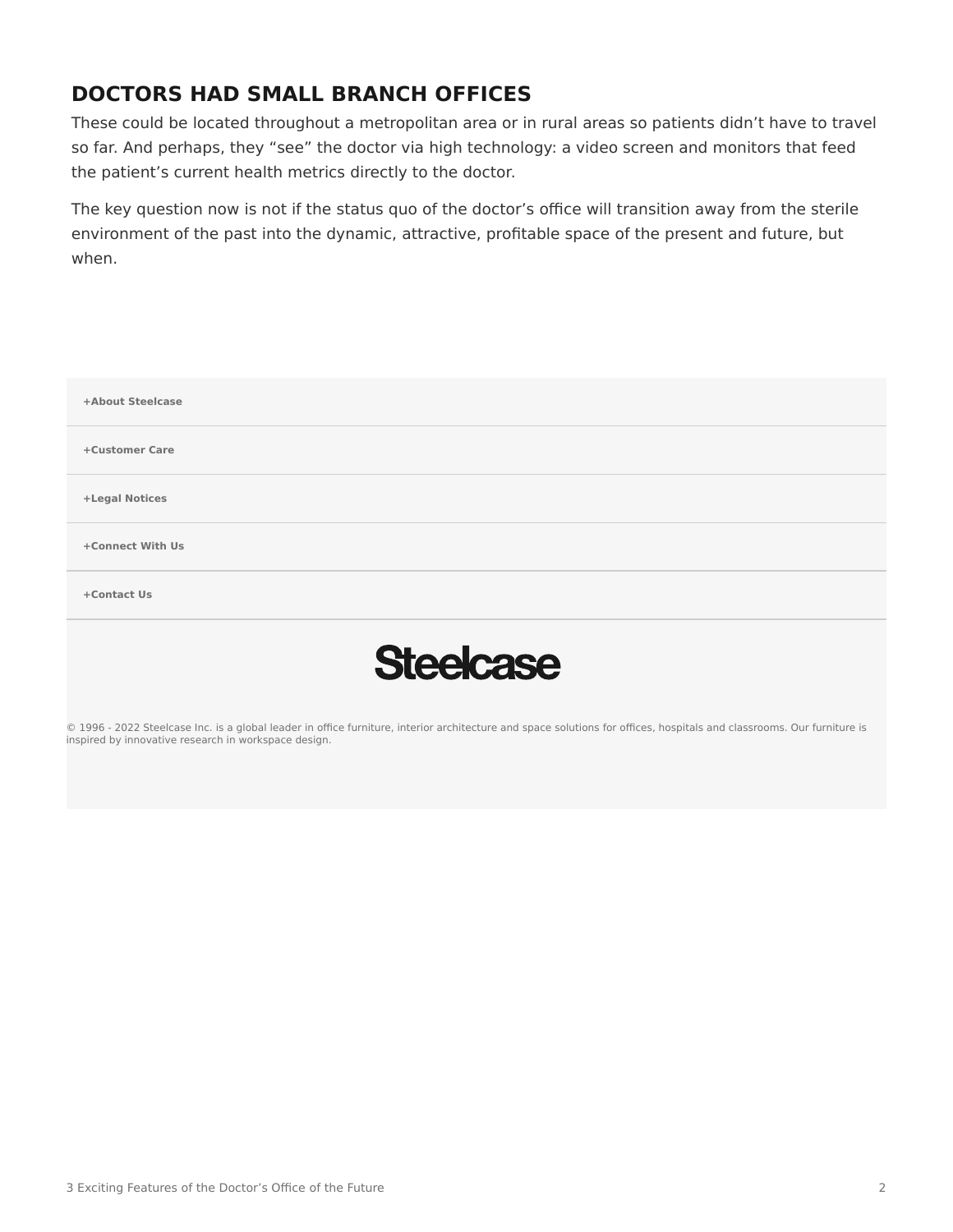## DOCTORS HAD SMALL BRANCH OFFICES

These could be located throughout a metropolitan area or in rural areas so patients didn't have to travel so far. And perhaps, they "see" the doctor via high technology: a video screen and monitors that feed the patient's current health metrics directly to the doctor.

The key question now is not if the status quo of the doctor's office will transition away from the sterile environment of the past into the dynamic, attractive, profitable space of the present and future, but when.

**+About Steelcase**

**+Customer Care**

**+Legal Notices**

**+Connect With Us**

**+Contact Us**

Steelcase

© 1996 - 2022 Steelcase Inc. is a global leader in office furniture, interior architecture and space solutions for offices, hospitals and classrooms. Our furniture is inspired by innovative research in workspace design.